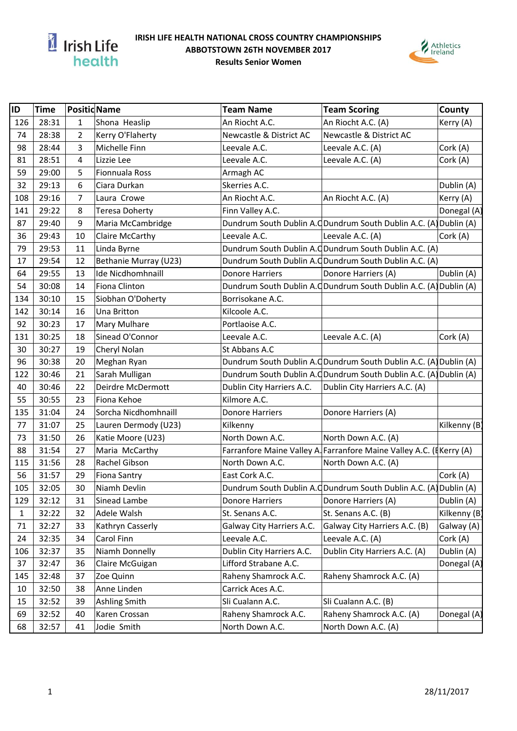# IRISH LIFE HEALTH NATIONAL CROSS COUNTRY CHAMPIONSHIPS
## ABBOTSTOWN 26TH NOVEMBER 2017
### Results Senior Women

| ID | Time | Positic | Name | Team Name | Team Scoring | County |
|---|---|---|---|---|---|---|
| 126 | 28:31 | 1 | Shona Heaslip | An Riocht A.C. | An Riocht A.C. (A) | Kerry (A) |
| 74 | 28:38 | 2 | Kerry O'Flaherty | Newcastle & District AC | Newcastle & District AC | |
| 98 | 28:44 | 3 | Michelle Finn | Leevale A.C. | Leevale A.C. (A) | Cork (A) |
| 81 | 28:51 | 4 | Lizzie Lee | Leevale A.C. | Leevale A.C. (A) | Cork (A) |
| 59 | 29:00 | 5 | Fionnuala Ross | Armagh AC | | |
| 32 | 29:13 | 6 | Ciara Durkan | Skerries A.C. | | Dublin (A) |
| 108 | 29:16 | 7 | Laura Crowe | An Riocht A.C. | An Riocht A.C. (A) | Kerry (A) |
| 141 | 29:22 | 8 | Teresa Doherty | Finn Valley A.C. | | Donegal (A) |
| 87 | 29:40 | 9 | Maria McCambridge | Dundrum South Dublin A.C | Dundrum South Dublin A.C. (A) | Dublin (A) |
| 36 | 29:43 | 10 | Claire McCarthy | Leevale A.C. | Leevale A.C. (A) | Cork (A) |
| 79 | 29:53 | 11 | Linda Byrne | Dundrum South Dublin A.C | Dundrum South Dublin A.C. (A) | |
| 17 | 29:54 | 12 | Bethanie Murray (U23) | Dundrum South Dublin A.C | Dundrum South Dublin A.C. (A) | |
| 64 | 29:55 | 13 | Ide Nicdhomhnaill | Donore Harriers | Donore Harriers (A) | Dublin (A) |
| 54 | 30:08 | 14 | Fiona Clinton | Dundrum South Dublin A.C | Dundrum South Dublin A.C. (A) | Dublin (A) |
| 134 | 30:10 | 15 | Siobhan O'Doherty | Borrisokane A.C. | | |
| 142 | 30:14 | 16 | Una Britton | Kilcoole A.C. | | |
| 92 | 30:23 | 17 | Mary Mulhare | Portlaoise A.C. | | |
| 131 | 30:25 | 18 | Sinead O'Connor | Leevale A.C. | Leevale A.C. (A) | Cork (A) |
| 30 | 30:27 | 19 | Cheryl Nolan | St Abbans A.C | | |
| 96 | 30:38 | 20 | Meghan Ryan | Dundrum South Dublin A.C | Dundrum South Dublin A.C. (A) | Dublin (A) |
| 122 | 30:46 | 21 | Sarah Mulligan | Dundrum South Dublin A.C | Dundrum South Dublin A.C. (A) | Dublin (A) |
| 40 | 30:46 | 22 | Deirdre McDermott | Dublin City Harriers A.C. | Dublin City Harriers A.C. (A) | |
| 55 | 30:55 | 23 | Fiona Kehoe | Kilmore A.C. | | |
| 135 | 31:04 | 24 | Sorcha Nicdhomhnaill | Donore Harriers | Donore Harriers (A) | |
| 77 | 31:07 | 25 | Lauren Dermody (U23) | Kilkenny | | Kilkenny (B) |
| 73 | 31:50 | 26 | Katie Moore (U23) | North Down A.C. | North Down A.C. (A) | |
| 88 | 31:54 | 27 | Maria McCarthy | Farranfore Maine Valley A. | Farranfore Maine Valley A.C. (E | Kerry (A) |
| 115 | 31:56 | 28 | Rachel Gibson | North Down A.C. | North Down A.C. (A) | |
| 56 | 31:57 | 29 | Fiona Santry | East Cork A.C. | | Cork (A) |
| 105 | 32:05 | 30 | Niamh Devlin | Dundrum South Dublin A.C | Dundrum South Dublin A.C. (A) | Dublin (A) |
| 129 | 32:12 | 31 | Sinead Lambe | Donore Harriers | Donore Harriers (A) | Dublin (A) |
| 1 | 32:22 | 32 | Adele Walsh | St. Senans A.C. | St. Senans A.C. (B) | Kilkenny (B) |
| 71 | 32:27 | 33 | Kathryn Casserly | Galway City Harriers A.C. | Galway City Harriers A.C. (B) | Galway (A) |
| 24 | 32:35 | 34 | Carol Finn | Leevale A.C. | Leevale A.C. (A) | Cork (A) |
| 106 | 32:37 | 35 | Niamh Donnelly | Dublin City Harriers A.C. | Dublin City Harriers A.C. (A) | Dublin (A) |
| 37 | 32:47 | 36 | Claire McGuigan | Lifford Strabane A.C. | | Donegal (A) |
| 145 | 32:48 | 37 | Zoe Quinn | Raheny Shamrock A.C. | Raheny Shamrock A.C. (A) | |
| 10 | 32:50 | 38 | Anne Linden | Carrick Aces A.C. | | |
| 15 | 32:52 | 39 | Ashling Smith | Sli Cualann A.C. | Sli Cualann A.C. (B) | |
| 69 | 32:52 | 40 | Karen Crossan | Raheny Shamrock A.C. | Raheny Shamrock A.C. (A) | Donegal (A) |
| 68 | 32:57 | 41 | Jodie Smith | North Down A.C. | North Down A.C. (A) | |

28/11/2017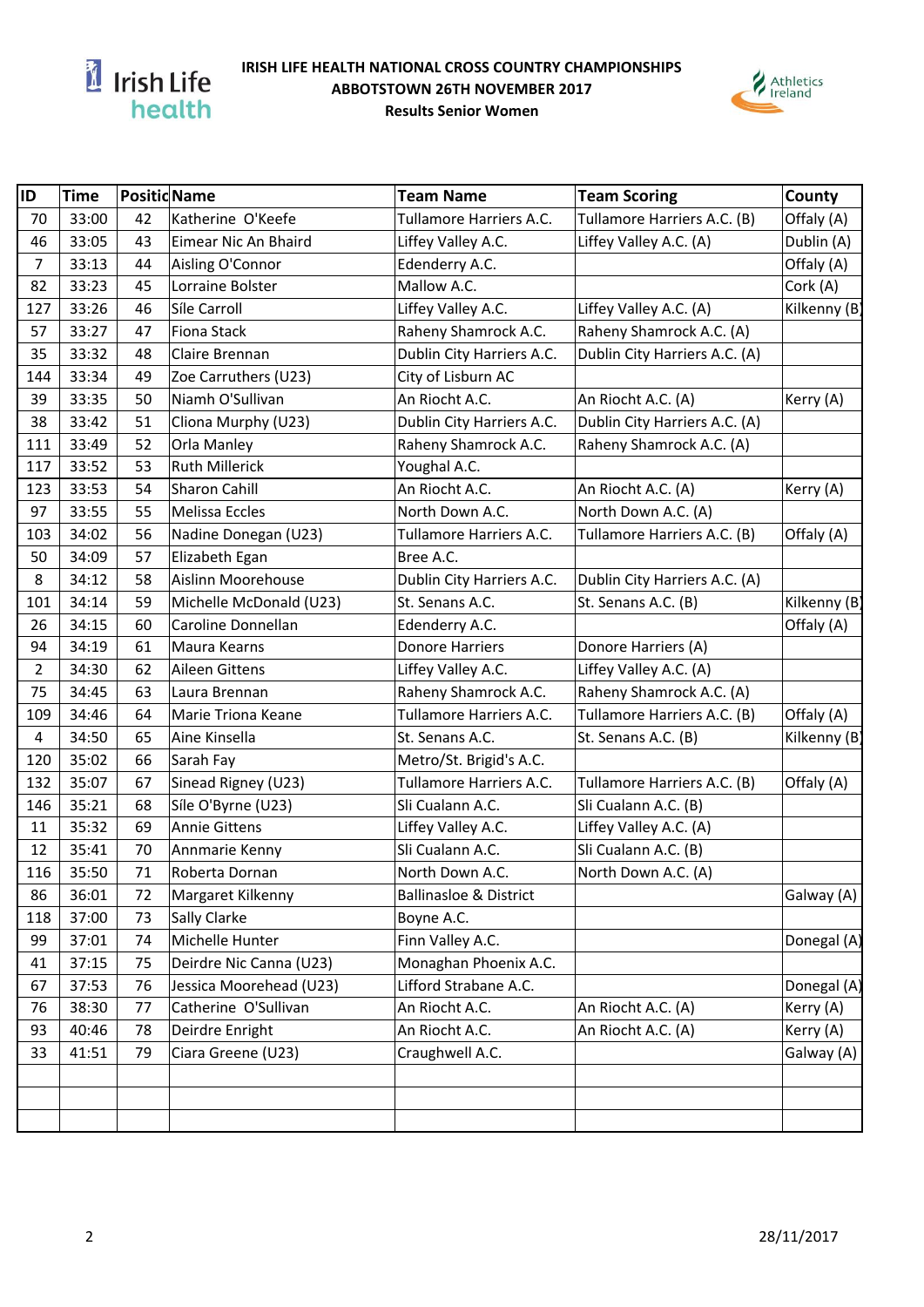**IRISH LIFE HEALTH NATIONAL CROSS COUNTRY CHAMPIONSHIPS**
**ABBOTSTOWN 26TH NOVEMBER 2017**
**Results Senior Women**

| ID | Time | Positic | Name | Team Name | Team Scoring | County |
|---|---|---|---|---|---|---|
| 70 | 33:00 | 42 | Katherine O'Keefe | Tullamore Harriers A.C. | Tullamore Harriers A.C. (B) | Offaly (A) |
| 46 | 33:05 | 43 | Eimear Nic An Bhaird | Liffey Valley A.C. | Liffey Valley A.C. (A) | Dublin (A) |
| 7 | 33:13 | 44 | Aisling O'Connor | Edenderry A.C. | | Offaly (A) |
| 82 | 33:23 | 45 | Lorraine Bolster | Mallow A.C. | | Cork (A) |
| 127 | 33:26 | 46 | Síle Carroll | Liffey Valley A.C. | Liffey Valley A.C. (A) | Kilkenny (B) |
| 57 | 33:27 | 47 | Fiona Stack | Raheny Shamrock A.C. | Raheny Shamrock A.C. (A) | |
| 35 | 33:32 | 48 | Claire Brennan | Dublin City Harriers A.C. | Dublin City Harriers A.C. (A) | |
| 144 | 33:34 | 49 | Zoe Carruthers (U23) | City of Lisburn AC | | |
| 39 | 33:35 | 50 | Niamh O'Sullivan | An Riocht A.C. | An Riocht A.C. (A) | Kerry (A) |
| 38 | 33:42 | 51 | Cliona Murphy (U23) | Dublin City Harriers A.C. | Dublin City Harriers A.C. (A) | |
| 111 | 33:49 | 52 | Orla Manley | Raheny Shamrock A.C. | Raheny Shamrock A.C. (A) | |
| 117 | 33:52 | 53 | Ruth Millerick | Youghal A.C. | | |
| 123 | 33:53 | 54 | Sharon Cahill | An Riocht A.C. | An Riocht A.C. (A) | Kerry (A) |
| 97 | 33:55 | 55 | Melissa Eccles | North Down A.C. | North Down A.C. (A) | |
| 103 | 34:02 | 56 | Nadine Donegan (U23) | Tullamore Harriers A.C. | Tullamore Harriers A.C. (B) | Offaly (A) |
| 50 | 34:09 | 57 | Elizabeth Egan | Bree A.C. | | |
| 8 | 34:12 | 58 | Aislinn Moorehouse | Dublin City Harriers A.C. | Dublin City Harriers A.C. (A) | |
| 101 | 34:14 | 59 | Michelle McDonald (U23) | St. Senans A.C. | St. Senans A.C. (B) | Kilkenny (B) |
| 26 | 34:15 | 60 | Caroline Donnellan | Edenderry A.C. | | Offaly (A) |
| 94 | 34:19 | 61 | Maura Kearns | Donore Harriers | Donore Harriers (A) | |
| 2 | 34:30 | 62 | Aileen Gittens | Liffey Valley A.C. | Liffey Valley A.C. (A) | |
| 75 | 34:45 | 63 | Laura Brennan | Raheny Shamrock A.C. | Raheny Shamrock A.C. (A) | |
| 109 | 34:46 | 64 | Marie Triona Keane | Tullamore Harriers A.C. | Tullamore Harriers A.C. (B) | Offaly (A) |
| 4 | 34:50 | 65 | Aine Kinsella | St. Senans A.C. | St. Senans A.C. (B) | Kilkenny (B) |
| 120 | 35:02 | 66 | Sarah Fay | Metro/St. Brigid's A.C. | | |
| 132 | 35:07 | 67 | Sinead Rigney (U23) | Tullamore Harriers A.C. | Tullamore Harriers A.C. (B) | Offaly (A) |
| 146 | 35:21 | 68 | Síle O'Byrne (U23) | Sli Cualann A.C. | Sli Cualann A.C. (B) | |
| 11 | 35:32 | 69 | Annie Gittens | Liffey Valley A.C. | Liffey Valley A.C. (A) | |
| 12 | 35:41 | 70 | Annmarie Kenny | Sli Cualann A.C. | Sli Cualann A.C. (B) | |
| 116 | 35:50 | 71 | Roberta Dornan | North Down A.C. | North Down A.C. (A) | |
| 86 | 36:01 | 72 | Margaret Kilkenny | Ballinasloe & District | | Galway (A) |
| 118 | 37:00 | 73 | Sally Clarke | Boyne A.C. | | |
| 99 | 37:01 | 74 | Michelle Hunter | Finn Valley A.C. | | Donegal (A) |
| 41 | 37:15 | 75 | Deirdre Nic Canna (U23) | Monaghan Phoenix A.C. | | |
| 67 | 37:53 | 76 | Jessica Moorehead (U23) | Lifford Strabane A.C. | | Donegal (A) |
| 76 | 38:30 | 77 | Catherine O'Sullivan | An Riocht A.C. | An Riocht A.C. (A) | Kerry (A) |
| 93 | 40:46 | 78 | Deirdre Enright | An Riocht A.C. | An Riocht A.C. (A) | Kerry (A) |
| 33 | 41:51 | 79 | Ciara Greene (U23) | Craughwell A.C. | | Galway (A) |
| | | | | | | |
| | | | | | | |
| | | | | | | |

28/11/2017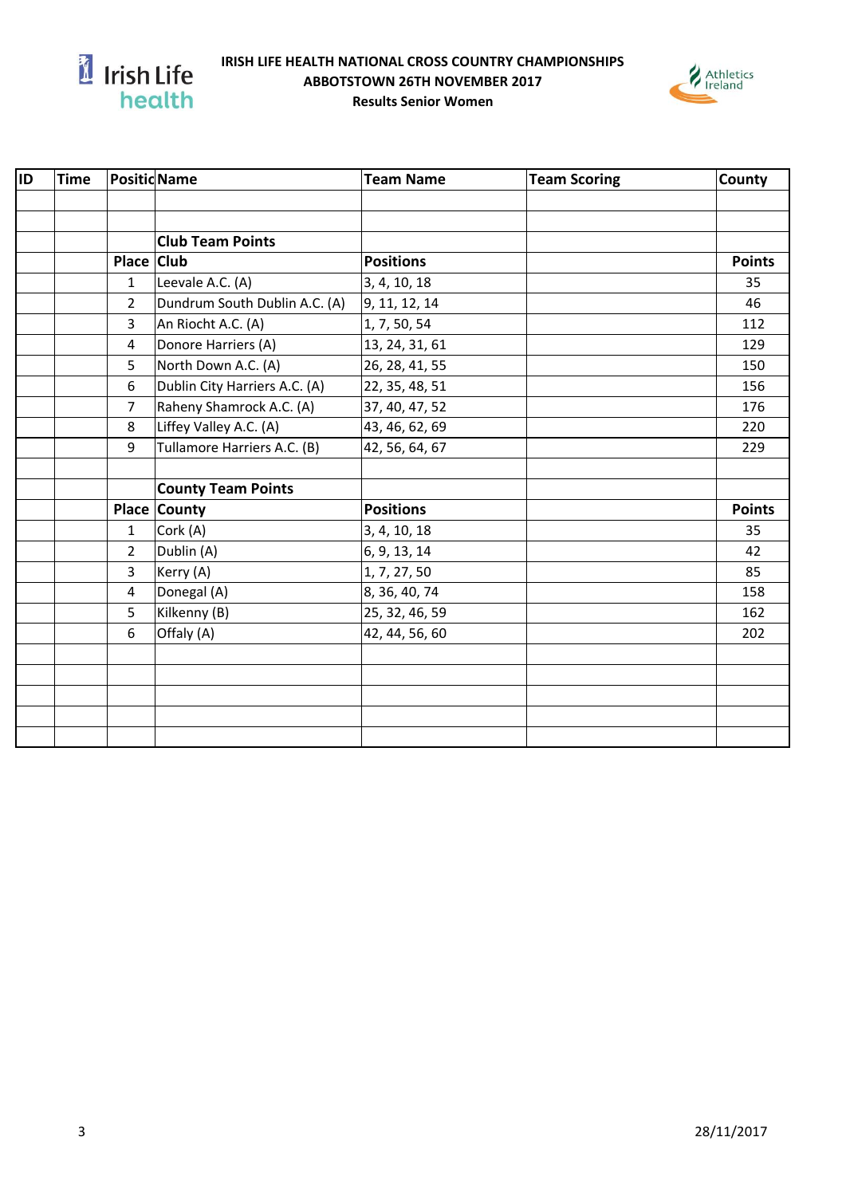IRISH LIFE HEALTH NATIONAL CROSS COUNTRY CHAMPIONSHIPS
ABBOTSTOWN 26TH NOVEMBER 2017
Results Senior Women

| ID | Time | Positic | Name | Team Name | Team Scoring | County |
|---|---|---|---|---|---|---|
| | | | | | | |
| | | | | | | |
| | | | **Club Team Points** | | | |
| | | **Place** | **Club** | **Positions** | | **Points** |
| | | 1 | Leevale A.C. (A) | 3, 4, 10, 18 | | 35 |
| | | 2 | Dundrum South Dublin A.C. (A) | 9, 11, 12, 14 | | 46 |
| | | 3 | An Riocht A.C. (A) | 1, 7, 50, 54 | | 112 |
| | | 4 | Donore Harriers (A) | 13, 24, 31, 61 | | 129 |
| | | 5 | North Down A.C. (A) | 26, 28, 41, 55 | | 150 |
| | | 6 | Dublin City Harriers A.C. (A) | 22, 35, 48, 51 | | 156 |
| | | 7 | Raheny Shamrock A.C. (A) | 37, 40, 47, 52 | | 176 |
| | | 8 | Liffey Valley A.C. (A) | 43, 46, 62, 69 | | 220 |
| | | 9 | Tullamore Harriers A.C. (B) | 42, 56, 64, 67 | | 229 |
| | | | | | | |
| | | | **County Team Points** | | | |
| | | **Place** | **County** | **Positions** | | **Points** |
| | | 1 | Cork (A) | 3, 4, 10, 18 | | 35 |
| | | 2 | Dublin (A) | 6, 9, 13, 14 | | 42 |
| | | 3 | Kerry (A) | 1, 7, 27, 50 | | 85 |
| | | 4 | Donegal (A) | 8, 36, 40, 74 | | 158 |
| | | 5 | Kilkenny (B) | 25, 32, 46, 59 | | 162 |
| | | 6 | Offaly (A) | 42, 44, 56, 60 | | 202 |

28/11/2017